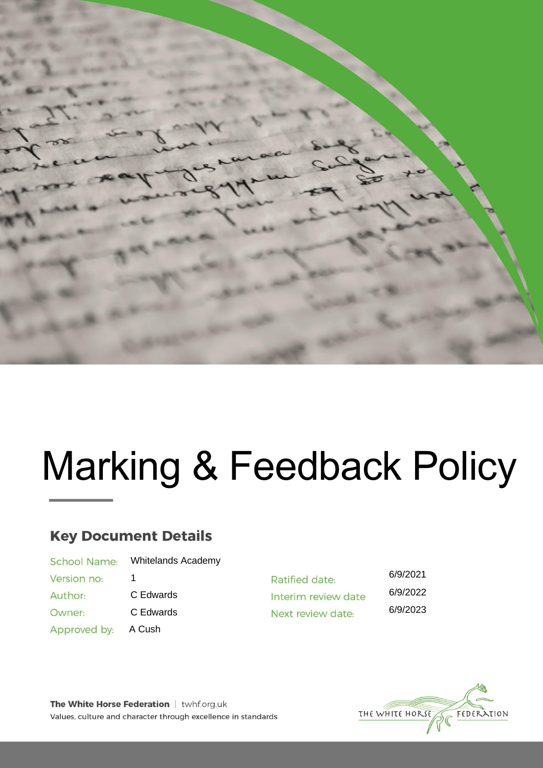# Marking & Feedback Policy

## Key Document Details

| | | | |
|---|---|---|---|
| School Name: | Whitelands Academy | | |
| Version no: | 1 | Ratified date: | 6/9/2021 |
| Author: | C Edwards | Interim review date | 6/9/2022 |
| Owner: | C Edwards | Next review date: | 6/9/2023 |
| Approved by: | A Cush | | |

**The White Horse Federation** | twhf.org.uk
Values, culture and character through excellence in standards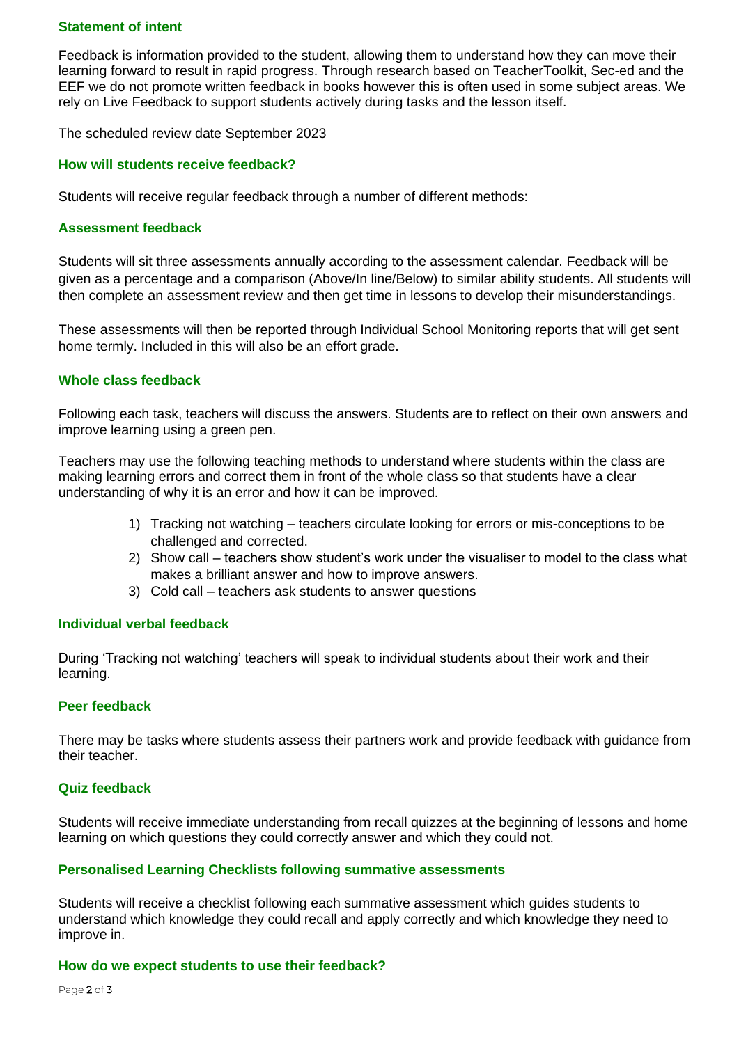## Statement of intent

Feedback is information provided to the student, allowing them to understand how they can move their learning forward to result in rapid progress. Through research based on TeacherToolkit, Sec-ed and the EEF we do not promote written feedback in books however this is often used in some subject areas. We rely on Live Feedback to support students actively during tasks and the lesson itself.

The scheduled review date September 2023

## How will students receive feedback?

Students will receive regular feedback through a number of different methods:

### Assessment feedback

Students will sit three assessments annually according to the assessment calendar. Feedback will be given as a percentage and a comparison (Above/In line/Below) to similar ability students. All students will then complete an assessment review and then get time in lessons to develop their misunderstandings.

These assessments will then be reported through Individual School Monitoring reports that will get sent home termly. Included in this will also be an effort grade.

### Whole class feedback

Following each task, teachers will discuss the answers. Students are to reflect on their own answers and improve learning using a green pen.

Teachers may use the following teaching methods to understand where students within the class are making learning errors and correct them in front of the whole class so that students have a clear understanding of why it is an error and how it can be improved.

1) Tracking not watching – teachers circulate looking for errors or mis-conceptions to be challenged and corrected.
2) Show call – teachers show student's work under the visualiser to model to the class what makes a brilliant answer and how to improve answers.
3) Cold call – teachers ask students to answer questions

### Individual verbal feedback

During 'Tracking not watching' teachers will speak to individual students about their work and their learning.

### Peer feedback

There may be tasks where students assess their partners work and provide feedback with guidance from their teacher.

### Quiz feedback

Students will receive immediate understanding from recall quizzes at the beginning of lessons and home learning on which questions they could correctly answer and which they could not.

### Personalised Learning Checklists following summative assessments

Students will receive a checklist following each summative assessment which guides students to understand which knowledge they could recall and apply correctly and which knowledge they need to improve in.

## How do we expect students to use their feedback?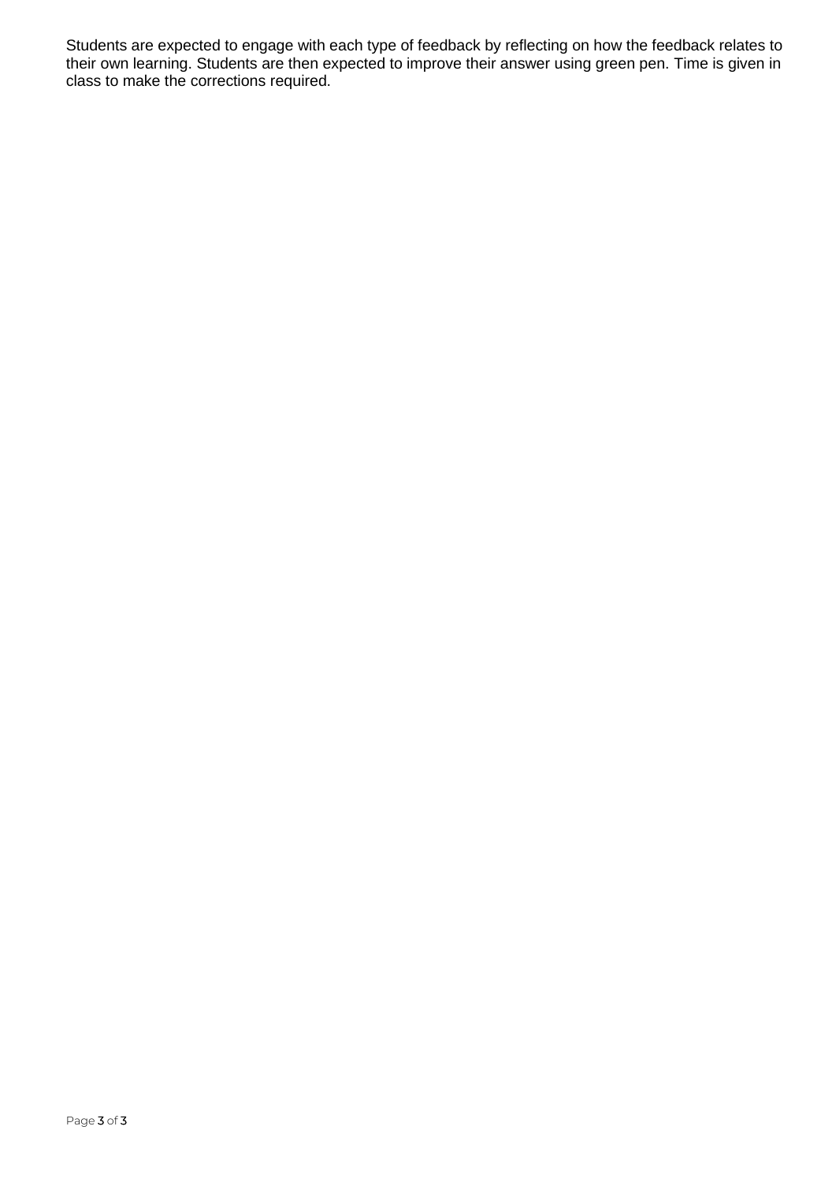Students are expected to engage with each type of feedback by reflecting on how the feedback relates to their own learning. Students are then expected to improve their answer using green pen. Time is given in class to make the corrections required.